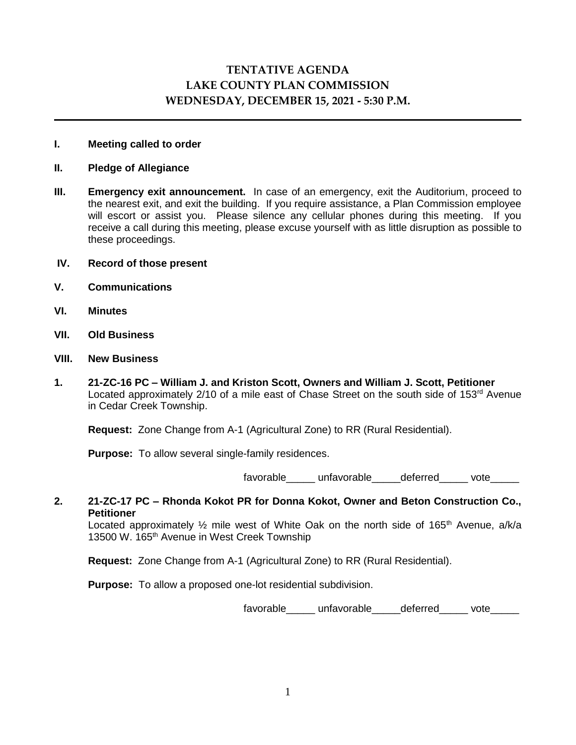# TENTATIVE AGENDA
# LAKE COUNTY PLAN COMMISSION
# WEDNESDAY, DECEMBER 15, 2021 - 5:30 P.M.

---

**I. Meeting called to order**

**II. Pledge of Allegiance**

**III. Emergency exit announcement.** In case of an emergency, exit the Auditorium, proceed to the nearest exit, and exit the building. If you require assistance, a Plan Commission employee will escort or assist you. Please silence any cellular phones during this meeting. If you receive a call during this meeting, please excuse yourself with as little disruption as possible to these proceedings.

**IV. Record of those present**

**V. Communications**

**VI. Minutes**

**VII. Old Business**

**VIII. New Business**

**1. 21-ZC-16 PC – William J. and Kriston Scott, Owners and William J. Scott, Petitioner**
Located approximately 2/10 of a mile east of Chase Street on the south side of 153rd Avenue in Cedar Creek Township.

**Request:** Zone Change from A-1 (Agricultural Zone) to RR (Rural Residential).

**Purpose:** To allow several single-family residences.

favorable_____ unfavorable_____deferred_____ vote_____

**2. 21-ZC-17 PC – Rhonda Kokot PR for Donna Kokot, Owner and Beton Construction Co., Petitioner**
Located approximately ½ mile west of White Oak on the north side of 165th Avenue, a/k/a 13500 W. 165th Avenue in West Creek Township

**Request:** Zone Change from A-1 (Agricultural Zone) to RR (Rural Residential).

**Purpose:** To allow a proposed one-lot residential subdivision.

favorable_____ unfavorable_____deferred_____ vote_____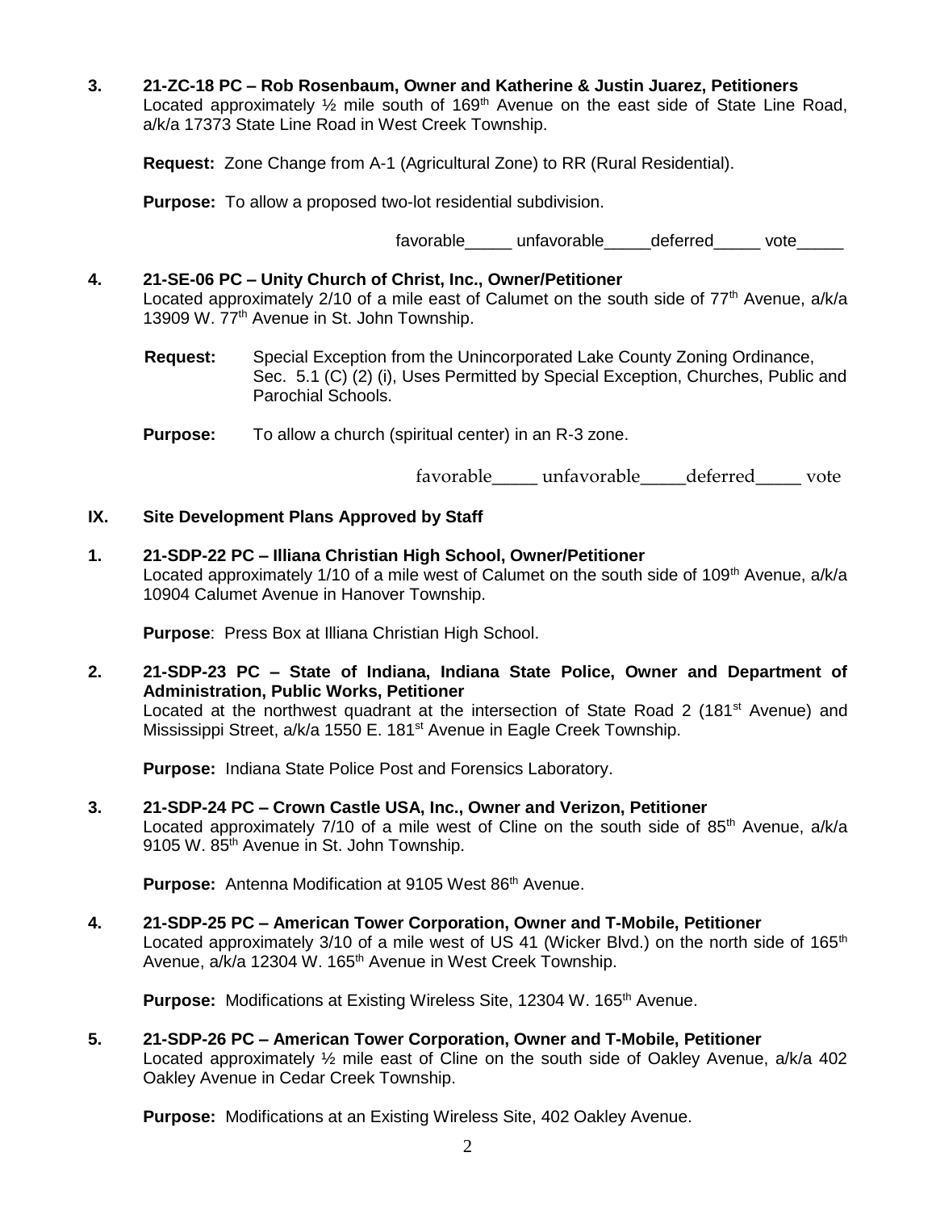**3. 21-ZC-18 PC – Rob Rosenbaum, Owner and Katherine & Justin Juarez, Petitioners**
Located approximately ½ mile south of 169th Avenue on the east side of State Line Road, a/k/a 17373 State Line Road in West Creek Township.

**Request:** Zone Change from A-1 (Agricultural Zone) to RR (Rural Residential).

**Purpose:** To allow a proposed two-lot residential subdivision.

favorable_____ unfavorable_____deferred_____ vote_____

**4. 21-SE-06 PC – Unity Church of Christ, Inc., Owner/Petitioner**
Located approximately 2/10 of a mile east of Calumet on the south side of 77th Avenue, a/k/a 13909 W. 77th Avenue in St. John Township.

**Request:** Special Exception from the Unincorporated Lake County Zoning Ordinance, Sec. 5.1 (C) (2) (i), Uses Permitted by Special Exception, Churches, Public and Parochial Schools.

**Purpose:** To allow a church (spiritual center) in an R-3 zone.

favorable_____ unfavorable_____deferred_____ vote

## IX. Site Development Plans Approved by Staff

**1. 21-SDP-22 PC – Illiana Christian High School, Owner/Petitioner**
Located approximately 1/10 of a mile west of Calumet on the south side of 109th Avenue, a/k/a 10904 Calumet Avenue in Hanover Township.

**Purpose**: Press Box at Illiana Christian High School.

**2. 21-SDP-23 PC – State of Indiana, Indiana State Police, Owner and Department of Administration, Public Works, Petitioner**
Located at the northwest quadrant at the intersection of State Road 2 (181st Avenue) and Mississippi Street, a/k/a 1550 E. 181st Avenue in Eagle Creek Township.

**Purpose:** Indiana State Police Post and Forensics Laboratory.

**3. 21-SDP-24 PC – Crown Castle USA, Inc., Owner and Verizon, Petitioner**
Located approximately 7/10 of a mile west of Cline on the south side of 85th Avenue, a/k/a 9105 W. 85th Avenue in St. John Township.

**Purpose:** Antenna Modification at 9105 West 86th Avenue.

**4. 21-SDP-25 PC – American Tower Corporation, Owner and T-Mobile, Petitioner**
Located approximately 3/10 of a mile west of US 41 (Wicker Blvd.) on the north side of 165th Avenue, a/k/a 12304 W. 165th Avenue in West Creek Township.

**Purpose:** Modifications at Existing Wireless Site, 12304 W. 165th Avenue.

**5. 21-SDP-26 PC – American Tower Corporation, Owner and T-Mobile, Petitioner**
Located approximately ½ mile east of Cline on the south side of Oakley Avenue, a/k/a 402 Oakley Avenue in Cedar Creek Township.

**Purpose:** Modifications at an Existing Wireless Site, 402 Oakley Avenue.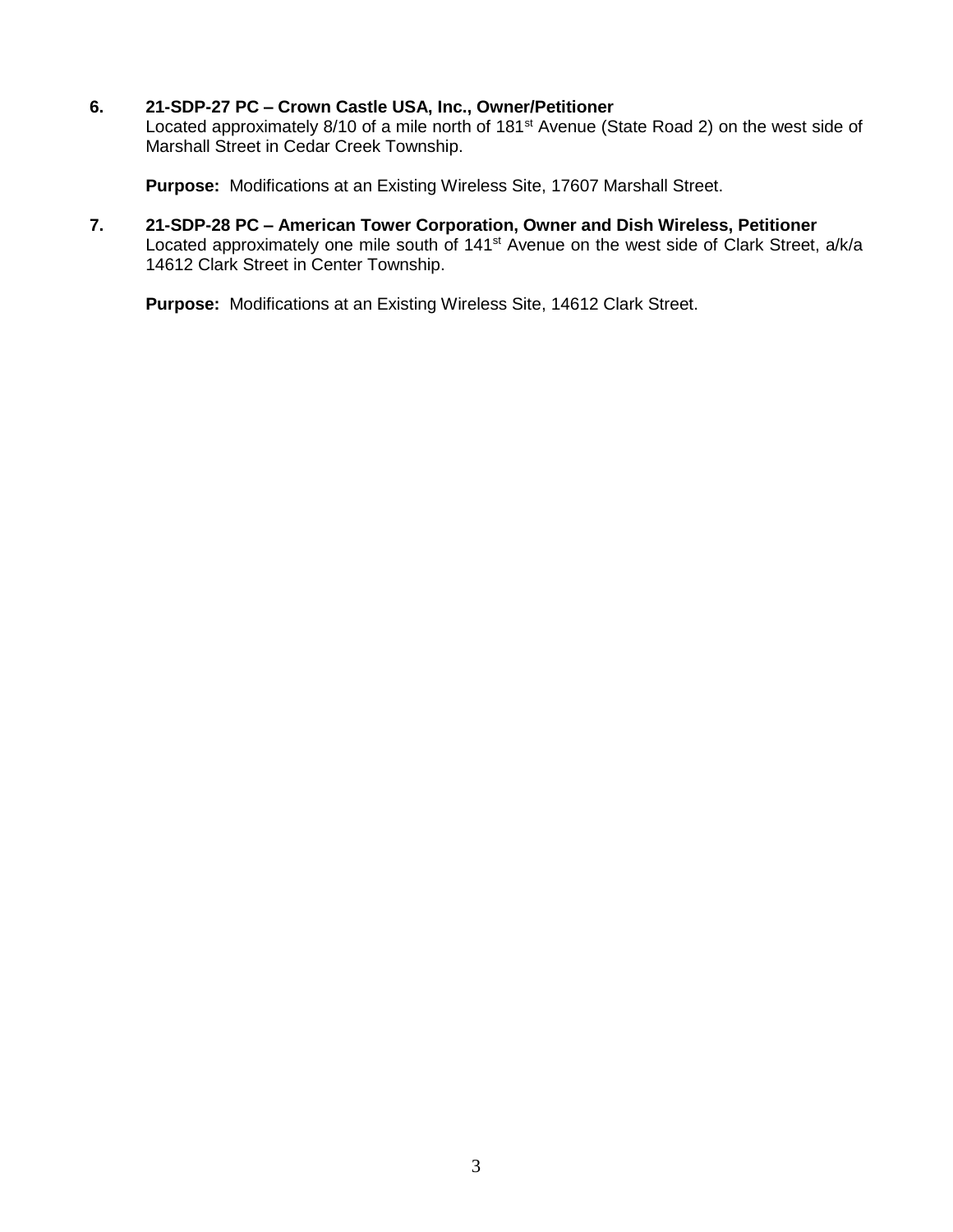6. **21-SDP-27 PC – Crown Castle USA, Inc., Owner/Petitioner**
   Located approximately 8/10 of a mile north of 181st Avenue (State Road 2) on the west side of Marshall Street in Cedar Creek Township.

   **Purpose:** Modifications at an Existing Wireless Site, 17607 Marshall Street.

7. **21-SDP-28 PC – American Tower Corporation, Owner and Dish Wireless, Petitioner**
   Located approximately one mile south of 141st Avenue on the west side of Clark Street, a/k/a 14612 Clark Street in Center Township.

   **Purpose:** Modifications at an Existing Wireless Site, 14612 Clark Street.